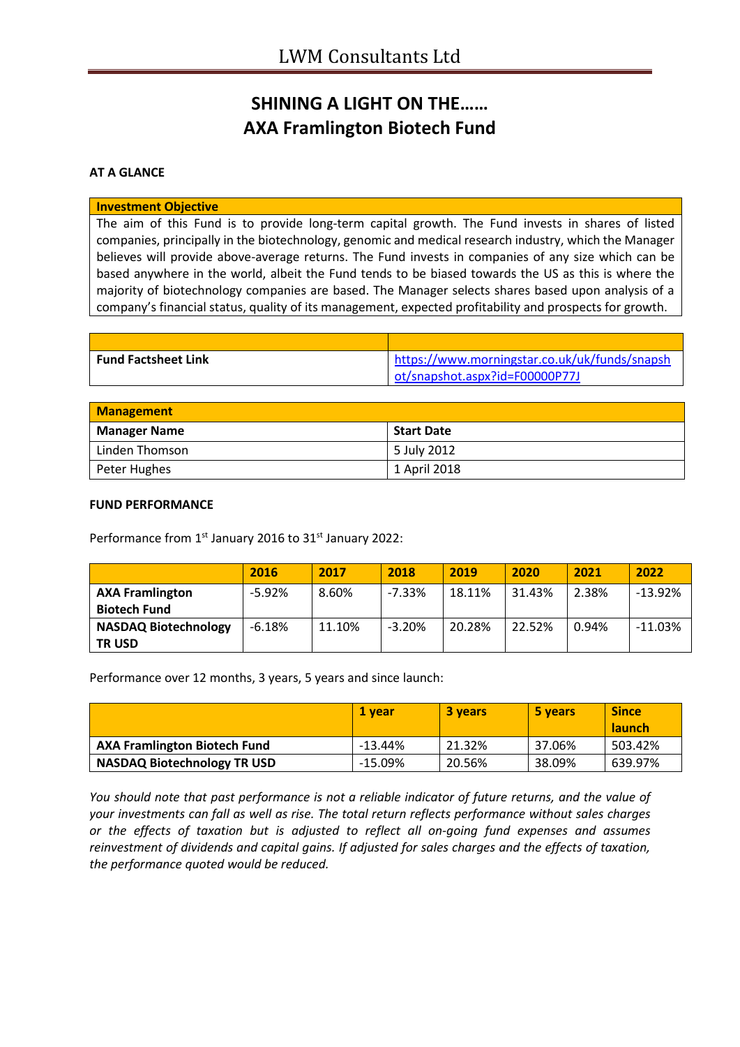# LWM Consultants Ltd

## SHINING A LIGHT ON THE……
## AXA Framlington Biotech Fund

**AT A GLANCE**

| Investment Objective |
| --- |
| The aim of this Fund is to provide long-term capital growth. The Fund invests in shares of listed companies, principally in the biotechnology, genomic and medical research industry, which the Manager believes will provide above-average returns. The Fund invests in companies of any size which can be based anywhere in the world, albeit the Fund tends to be biased towards the US as this is where the majority of biotechnology companies are based. The Manager selects shares based upon analysis of a company's financial status, quality of its management, expected profitability and prospects for growth. |

| | |
| --- | --- |
| **Fund Factsheet Link** | https://www.morningstar.co.uk/uk/funds/snapshot/snapshot.aspx?id=F00000P77J |

| Management | |
| --- | --- |
| **Manager Name** | **Start Date** |
| Linden Thomson | 5 July 2012 |
| Peter Hughes | 1 April 2018 |

**FUND PERFORMANCE**

Performance from 1st January 2016 to 31st January 2022:

| | 2016 | 2017 | 2018 | 2019 | 2020 | 2021 | 2022 |
| --- | --- | --- | --- | --- | --- | --- | --- |
| **AXA Framlington Biotech Fund** | -5.92% | 8.60% | -7.33% | 18.11% | 31.43% | 2.38% | -13.92% |
| **NASDAQ Biotechnology TR USD** | -6.18% | 11.10% | -3.20% | 20.28% | 22.52% | 0.94% | -11.03% |

Performance over 12 months, 3 years, 5 years and since launch:

| | 1 year | 3 years | 5 years | Since launch |
| --- | --- | --- | --- | --- |
| **AXA Framlington Biotech Fund** | -13.44% | 21.32% | 37.06% | 503.42% |
| **NASDAQ Biotechnology TR USD** | -15.09% | 20.56% | 38.09% | 639.97% |

*You should note that past performance is not a reliable indicator of future returns, and the value of your investments can fall as well as rise. The total return reflects performance without sales charges or the effects of taxation but is adjusted to reflect all on-going fund expenses and assumes reinvestment of dividends and capital gains. If adjusted for sales charges and the effects of taxation, the performance quoted would be reduced.*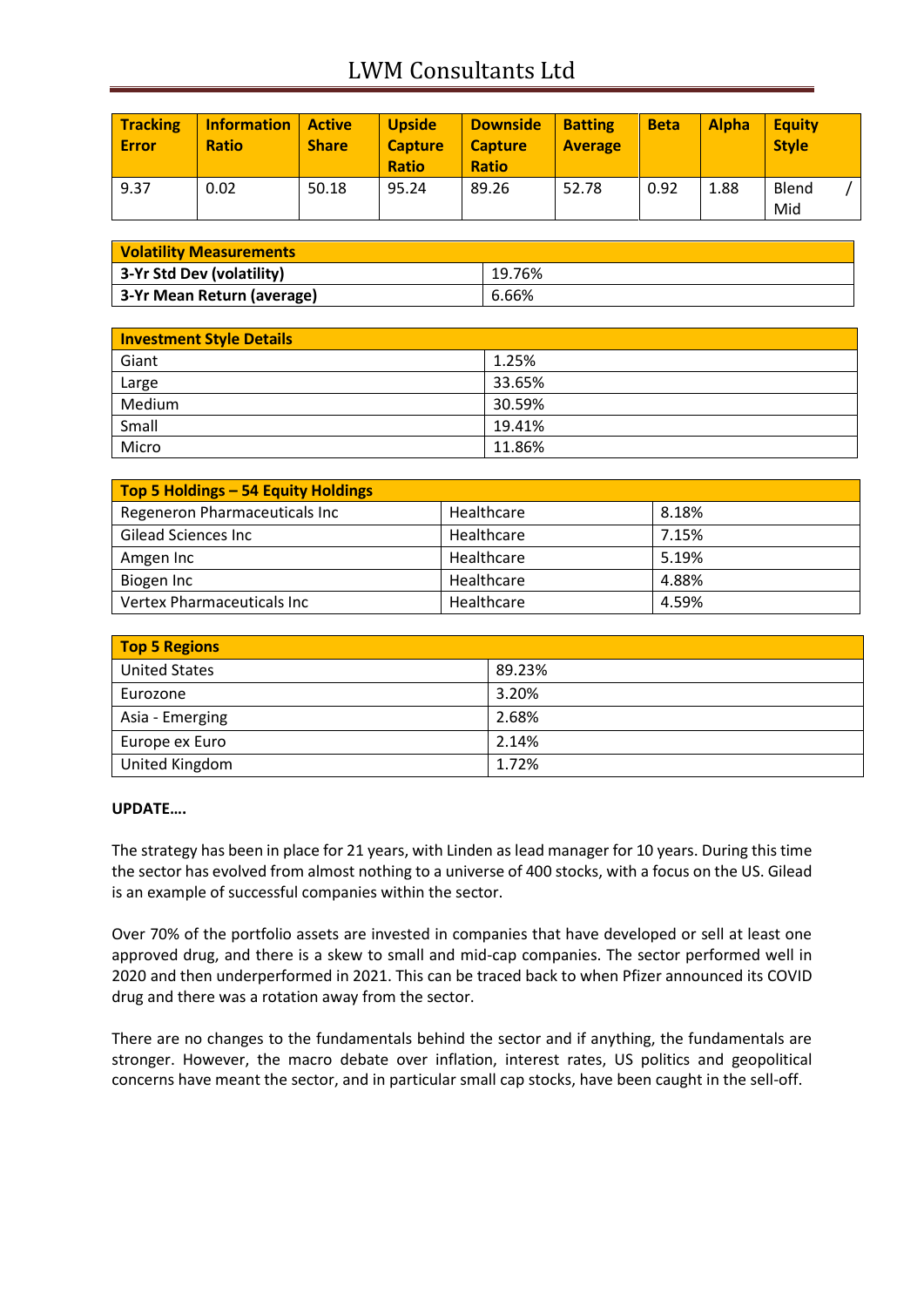| Tracking Error | Information Ratio | Active Share | Upside Capture Ratio | Downside Capture Ratio | Batting Average | Beta | Alpha | Equity Style |
|---|---|---|---|---|---|---|---|---|
| 9.37 | 0.02 | 50.18 | 95.24 | 89.26 | 52.78 | 0.92 | 1.88 | Blend / Mid |

| Volatility Measurements | |
|---|---|
| **3-Yr Std Dev (volatility)** | 19.76% |
| **3-Yr Mean Return (average)** | 6.66% |

| Investment Style Details | |
|---|---|
| Giant | 1.25% |
| Large | 33.65% |
| Medium | 30.59% |
| Small | 19.41% |
| Micro | 11.86% |

| Top 5 Holdings – 54 Equity Holdings | | |
|---|---|---|
| Regeneron Pharmaceuticals Inc | Healthcare | 8.18% |
| Gilead Sciences Inc | Healthcare | 7.15% |
| Amgen Inc | Healthcare | 5.19% |
| Biogen Inc | Healthcare | 4.88% |
| Vertex Pharmaceuticals Inc | Healthcare | 4.59% |

| Top 5 Regions | |
|---|---|
| United States | 89.23% |
| Eurozone | 3.20% |
| Asia - Emerging | 2.68% |
| Europe ex Euro | 2.14% |
| United Kingdom | 1.72% |

**UPDATE….**

The strategy has been in place for 21 years, with Linden as lead manager for 10 years. During this time the sector has evolved from almost nothing to a universe of 400 stocks, with a focus on the US. Gilead is an example of successful companies within the sector.

Over 70% of the portfolio assets are invested in companies that have developed or sell at least one approved drug, and there is a skew to small and mid-cap companies. The sector performed well in 2020 and then underperformed in 2021. This can be traced back to when Pfizer announced its COVID drug and there was a rotation away from the sector.

There are no changes to the fundamentals behind the sector and if anything, the fundamentals are stronger. However, the macro debate over inflation, interest rates, US politics and geopolitical concerns have meant the sector, and in particular small cap stocks, have been caught in the sell-off.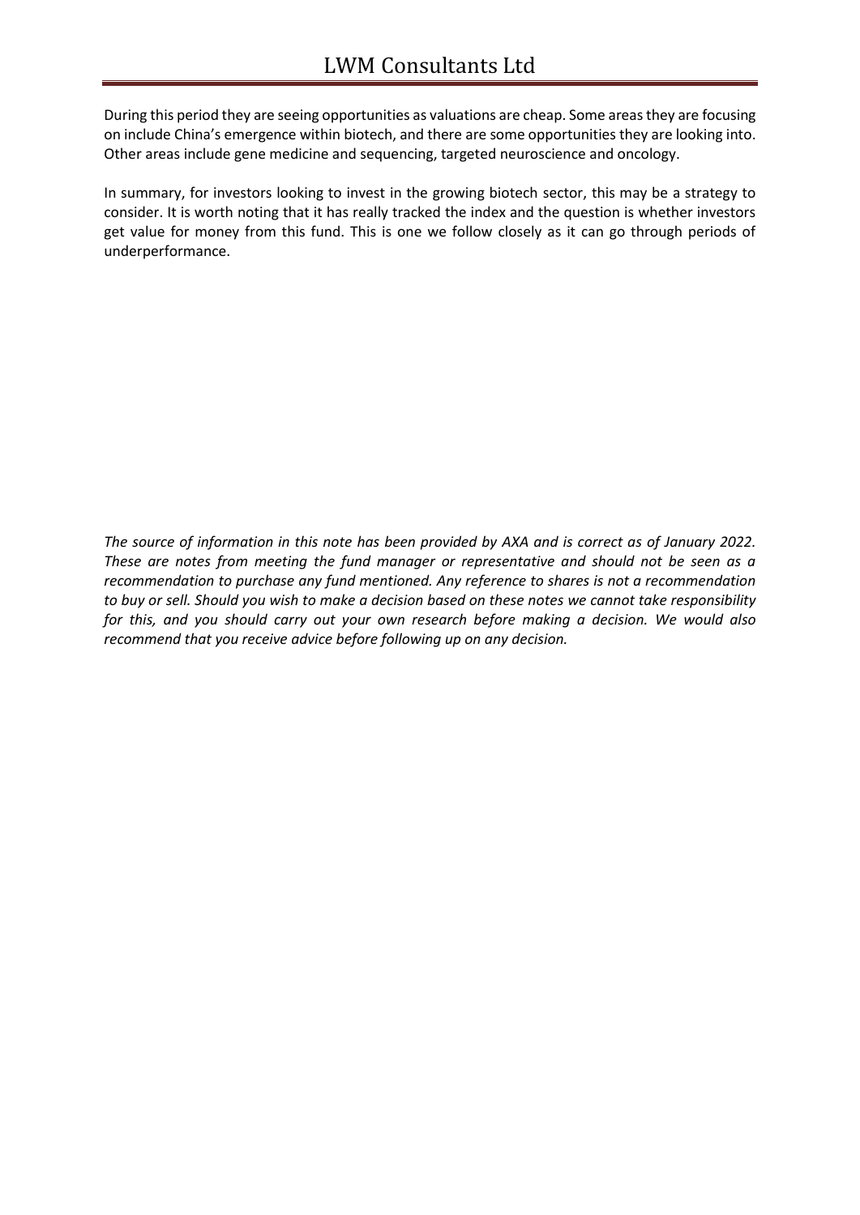During this period they are seeing opportunities as valuations are cheap. Some areas they are focusing on include China's emergence within biotech, and there are some opportunities they are looking into. Other areas include gene medicine and sequencing, targeted neuroscience and oncology.

In summary, for investors looking to invest in the growing biotech sector, this may be a strategy to consider. It is worth noting that it has really tracked the index and the question is whether investors get value for money from this fund. This is one we follow closely as it can go through periods of underperformance.

*The source of information in this note has been provided by AXA and is correct as of January 2022. These are notes from meeting the fund manager or representative and should not be seen as a recommendation to purchase any fund mentioned. Any reference to shares is not a recommendation to buy or sell. Should you wish to make a decision based on these notes we cannot take responsibility for this, and you should carry out your own research before making a decision. We would also recommend that you receive advice before following up on any decision.*